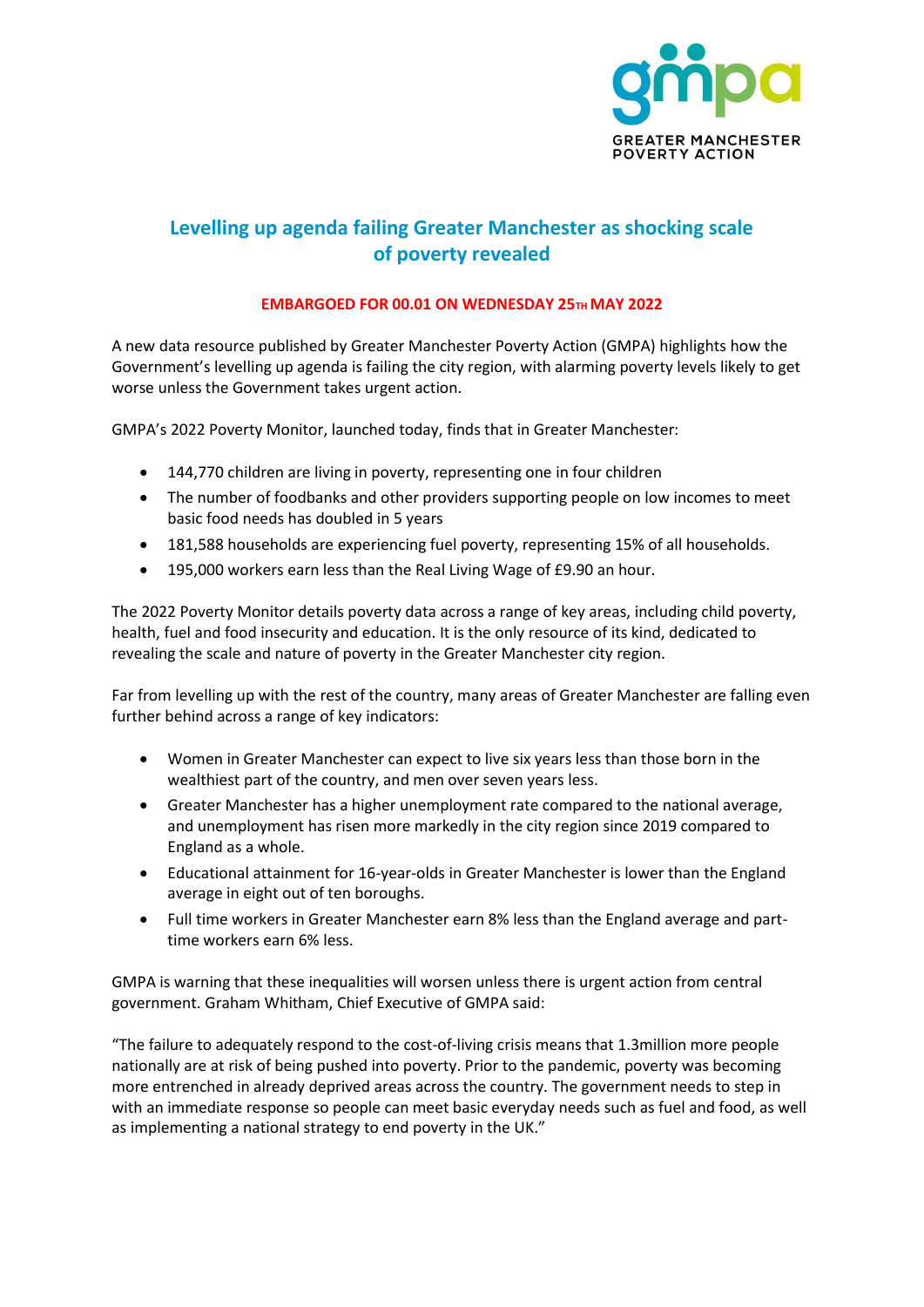GREATER MANCHESTER POVERTY ACTION

# Levelling up agenda failing Greater Manchester as shocking scale of poverty revealed

**EMBARGOED FOR 00.01 ON WEDNESDAY 25TH MAY 2022**

A new data resource published by Greater Manchester Poverty Action (GMPA) highlights how the Government's levelling up agenda is failing the city region, with alarming poverty levels likely to get worse unless the Government takes urgent action.

GMPA's 2022 Poverty Monitor, launched today, finds that in Greater Manchester:

- 144,770 children are living in poverty, representing one in four children
- The number of foodbanks and other providers supporting people on low incomes to meet basic food needs has doubled in 5 years
- 181,588 households are experiencing fuel poverty, representing 15% of all households.
- 195,000 workers earn less than the Real Living Wage of £9.90 an hour.

The 2022 Poverty Monitor details poverty data across a range of key areas, including child poverty, health, fuel and food insecurity and education. It is the only resource of its kind, dedicated to revealing the scale and nature of poverty in the Greater Manchester city region.

Far from levelling up with the rest of the country, many areas of Greater Manchester are falling even further behind across a range of key indicators:

- Women in Greater Manchester can expect to live six years less than those born in the wealthiest part of the country, and men over seven years less.
- Greater Manchester has a higher unemployment rate compared to the national average, and unemployment has risen more markedly in the city region since 2019 compared to England as a whole.
- Educational attainment for 16-year-olds in Greater Manchester is lower than the England average in eight out of ten boroughs.
- Full time workers in Greater Manchester earn 8% less than the England average and part-time workers earn 6% less.

GMPA is warning that these inequalities will worsen unless there is urgent action from central government. Graham Whitham, Chief Executive of GMPA said:

"The failure to adequately respond to the cost-of-living crisis means that 1.3million more people nationally are at risk of being pushed into poverty. Prior to the pandemic, poverty was becoming more entrenched in already deprived areas across the country. The government needs to step in with an immediate response so people can meet basic everyday needs such as fuel and food, as well as implementing a national strategy to end poverty in the UK."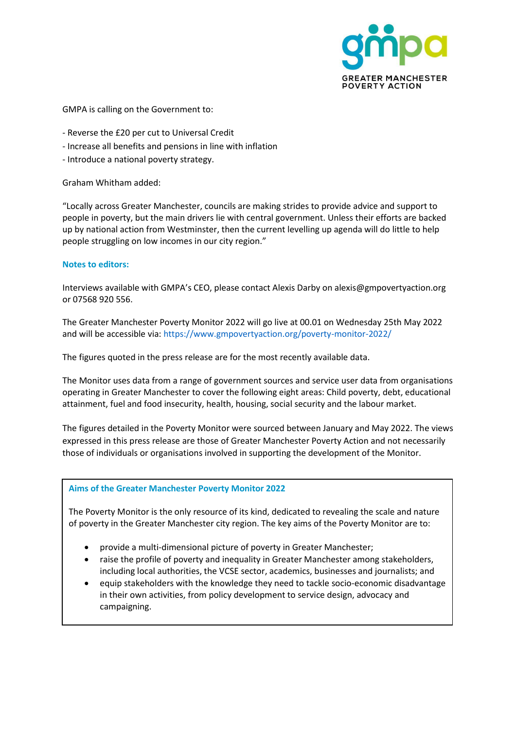GMPA is calling on the Government to:

- Reverse the £20 per cut to Universal Credit
- Increase all benefits and pensions in line with inflation
- Introduce a national poverty strategy.

Graham Whitham added:

"Locally across Greater Manchester, councils are making strides to provide advice and support to people in poverty, but the main drivers lie with central government. Unless their efforts are backed up by national action from Westminster, then the current levelling up agenda will do little to help people struggling on low incomes in our city region."

**Notes to editors:**

Interviews available with GMPA's CEO, please contact Alexis Darby on alexis@gmpovertyaction.org or 07568 920 556.

The Greater Manchester Poverty Monitor 2022 will go live at 00.01 on Wednesday 25th May 2022 and will be accessible via: https://www.gmpovertyaction.org/poverty-monitor-2022/

The figures quoted in the press release are for the most recently available data.

The Monitor uses data from a range of government sources and service user data from organisations operating in Greater Manchester to cover the following eight areas: Child poverty, debt, educational attainment, fuel and food insecurity, health, housing, social security and the labour market.

The figures detailed in the Poverty Monitor were sourced between January and May 2022. The views expressed in this press release are those of Greater Manchester Poverty Action and not necessarily those of individuals or organisations involved in supporting the development of the Monitor.

**Aims of the Greater Manchester Poverty Monitor 2022**

The Poverty Monitor is the only resource of its kind, dedicated to revealing the scale and nature of poverty in the Greater Manchester city region. The key aims of the Poverty Monitor are to:

- provide a multi-dimensional picture of poverty in Greater Manchester;
- raise the profile of poverty and inequality in Greater Manchester among stakeholders, including local authorities, the VCSE sector, academics, businesses and journalists; and
- equip stakeholders with the knowledge they need to tackle socio-economic disadvantage in their own activities, from policy development to service design, advocacy and campaigning.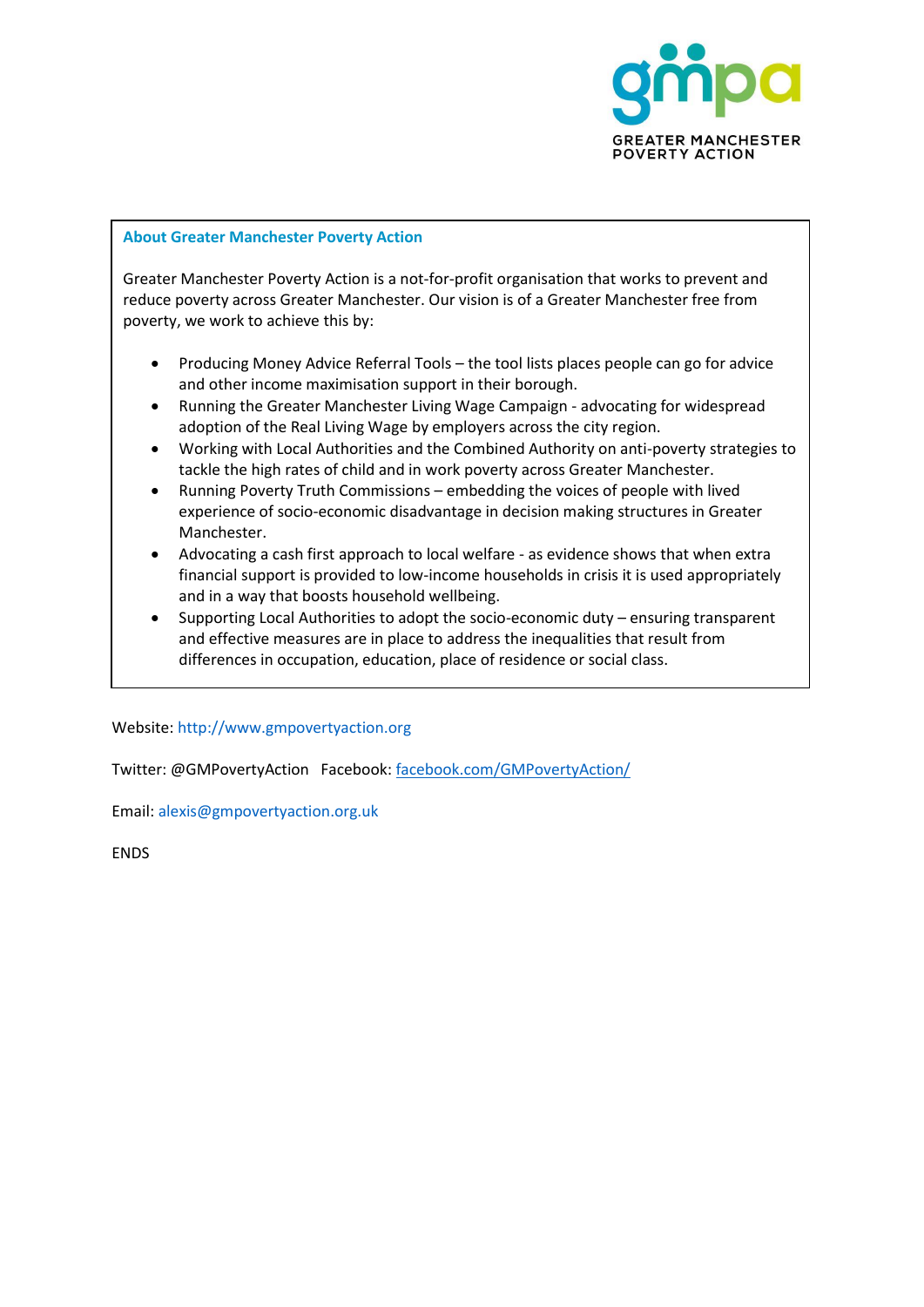GREATER MANCHESTER POVERTY ACTION

**About Greater Manchester Poverty Action**

Greater Manchester Poverty Action is a not-for-profit organisation that works to prevent and reduce poverty across Greater Manchester. Our vision is of a Greater Manchester free from poverty, we work to achieve this by:

- Producing Money Advice Referral Tools – the tool lists places people can go for advice and other income maximisation support in their borough.
- Running the Greater Manchester Living Wage Campaign - advocating for widespread adoption of the Real Living Wage by employers across the city region.
- Working with Local Authorities and the Combined Authority on anti-poverty strategies to tackle the high rates of child and in work poverty across Greater Manchester.
- Running Poverty Truth Commissions – embedding the voices of people with lived experience of socio-economic disadvantage in decision making structures in Greater Manchester.
- Advocating a cash first approach to local welfare - as evidence shows that when extra financial support is provided to low-income households in crisis it is used appropriately and in a way that boosts household wellbeing.
- Supporting Local Authorities to adopt the socio-economic duty – ensuring transparent and effective measures are in place to address the inequalities that result from differences in occupation, education, place of residence or social class.

Website: http://www.gmpovertyaction.org

Twitter: @GMPovertyAction   Facebook: facebook.com/GMPovertyAction/

Email: alexis@gmpovertyaction.org.uk

ENDS